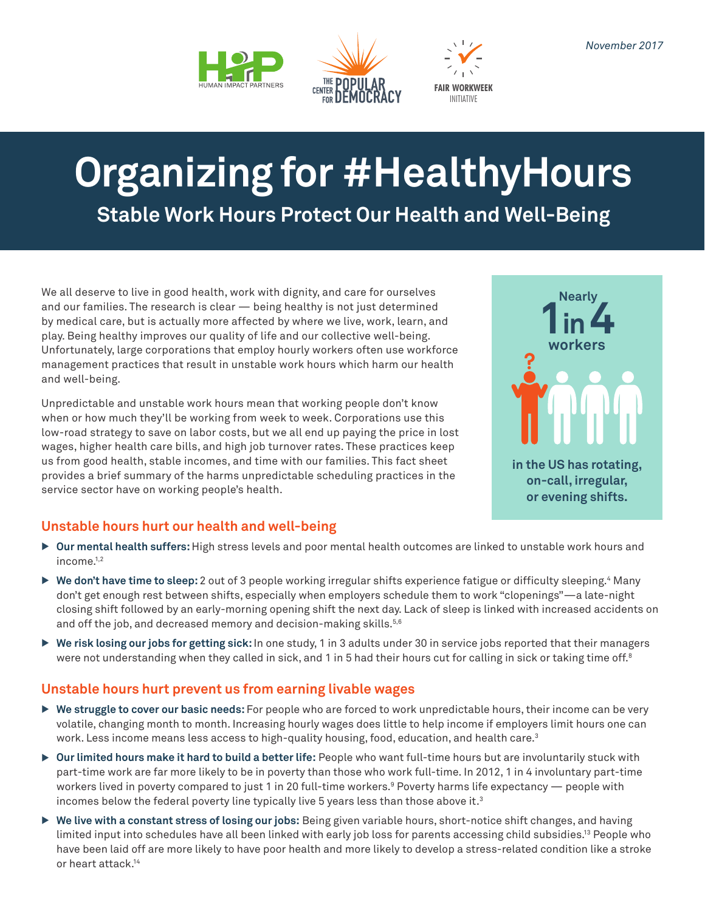November 2017

HUMAN IMPACT PARTNERS | THE CENTER FOR POPULAR DEMOCRACY | FAIR WORKWEEK INITIATIVE

# Organizing for #HealthyHours

## Stable Work Hours Protect Our Health and Well-Being

We all deserve to live in good health, work with dignity, and care for ourselves and our families. The research is clear — being healthy is not just determined by medical care, but is actually more affected by where we live, work, learn, and play. Being healthy improves our quality of life and our collective well-being. Unfortunately, large corporations that employ hourly workers often use workforce management practices that result in unstable work hours which harm our health and well-being.

Unpredictable and unstable work hours mean that working people don't know when or how much they'll be working from week to week. Corporations use this low-road strategy to save on labor costs, but we all end up paying the price in lost wages, higher health care bills, and high job turnover rates. These practices keep us from good health, stable incomes, and time with our families. This fact sheet provides a brief summary of the harms unpredictable scheduling practices in the service sector have on working people's health.

**Nearly 1 in 4 workers in the US has rotating, on-call, irregular, or evening shifts.**

### Unstable hours hurt our health and well-being

- **Our mental health suffers:** High stress levels and poor mental health outcomes are linked to unstable work hours and income.[1,2]
- **We don't have time to sleep:** 2 out of 3 people working irregular shifts experience fatigue or difficulty sleeping.[4] Many don't get enough rest between shifts, especially when employers schedule them to work "clopenings"—a late-night closing shift followed by an early-morning opening shift the next day. Lack of sleep is linked with increased accidents on and off the job, and decreased memory and decision-making skills.[5,6]
- **We risk losing our jobs for getting sick:** In one study, 1 in 3 adults under 30 in service jobs reported that their managers were not understanding when they called in sick, and 1 in 5 had their hours cut for calling in sick or taking time off.[8]

### Unstable hours hurt prevent us from earning livable wages

- **We struggle to cover our basic needs:** For people who are forced to work unpredictable hours, their income can be very volatile, changing month to month. Increasing hourly wages does little to help income if employers limit hours one can work. Less income means less access to high-quality housing, food, education, and health care.[3]
- **Our limited hours make it hard to build a better life:** People who want full-time hours but are involuntarily stuck with part-time work are far more likely to be in poverty than those who work full-time. In 2012, 1 in 4 involuntary part-time workers lived in poverty compared to just 1 in 20 full-time workers.[9] Poverty harms life expectancy — people with incomes below the federal poverty line typically live 5 years less than those above it.[3]
- **We live with a constant stress of losing our jobs:** Being given variable hours, short-notice shift changes, and having limited input into schedules have all been linked with early job loss for parents accessing child subsidies.[13] People who have been laid off are more likely to have poor health and more likely to develop a stress-related condition like a stroke or heart attack.[14]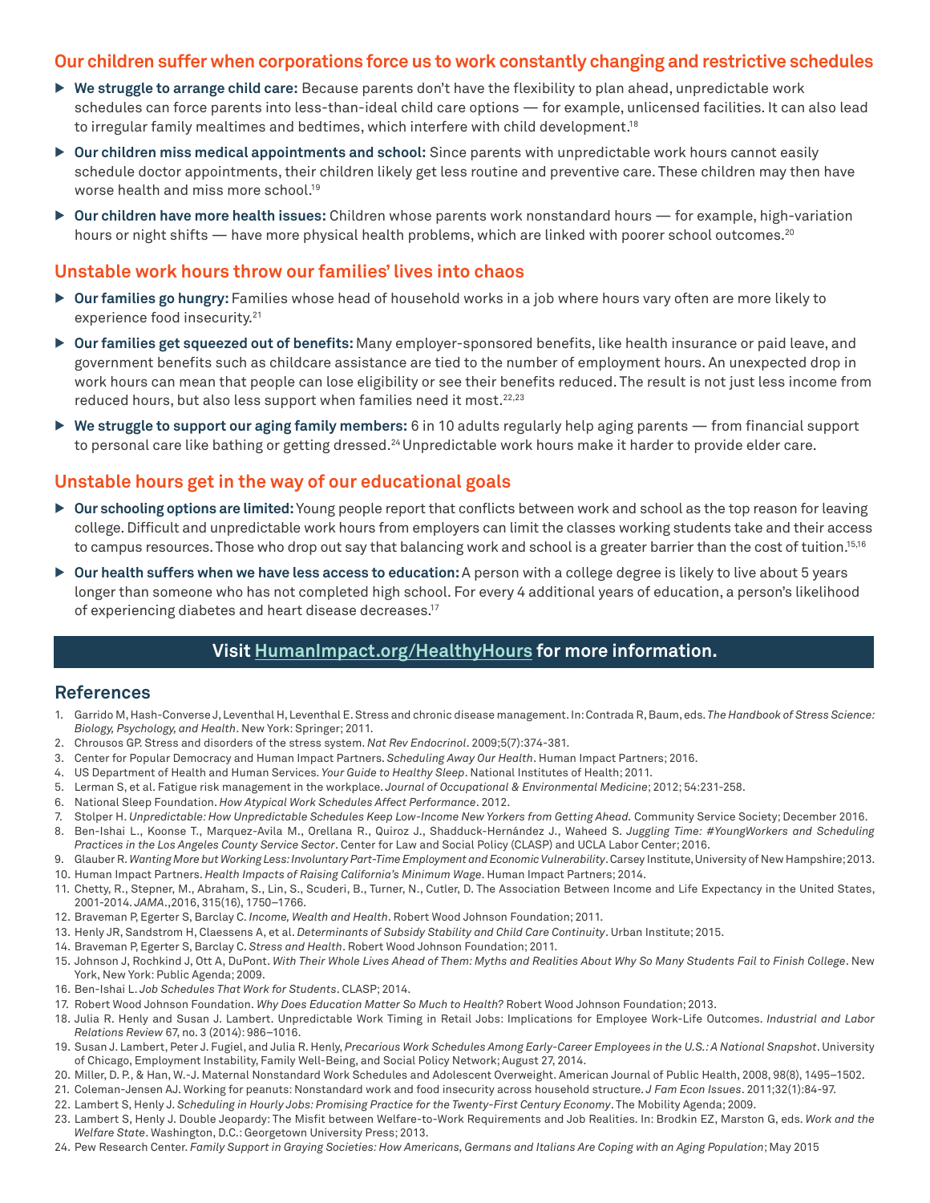## Our children suffer when corporations force us to work constantly changing and restrictive schedules

- **We struggle to arrange child care:** Because parents don't have the flexibility to plan ahead, unpredictable work schedules can force parents into less-than-ideal child care options — for example, unlicensed facilities. It can also lead to irregular family mealtimes and bedtimes, which interfere with child development.[18]
- **Our children miss medical appointments and school:** Since parents with unpredictable work hours cannot easily schedule doctor appointments, their children likely get less routine and preventive care. These children may then have worse health and miss more school.[19]
- **Our children have more health issues:** Children whose parents work nonstandard hours — for example, high-variation hours or night shifts — have more physical health problems, which are linked with poorer school outcomes.[20]

## Unstable work hours throw our families' lives into chaos

- **Our families go hungry:** Families whose head of household works in a job where hours vary often are more likely to experience food insecurity.[21]
- **Our families get squeezed out of benefits:** Many employer-sponsored benefits, like health insurance or paid leave, and government benefits such as childcare assistance are tied to the number of employment hours. An unexpected drop in work hours can mean that people can lose eligibility or see their benefits reduced. The result is not just less income from reduced hours, but also less support when families need it most.[22,23]
- **We struggle to support our aging family members:** 6 in 10 adults regularly help aging parents — from financial support to personal care like bathing or getting dressed.[24] Unpredictable work hours make it harder to provide elder care.

## Unstable hours get in the way of our educational goals

- **Our schooling options are limited:** Young people report that conflicts between work and school as the top reason for leaving college. Difficult and unpredictable work hours from employers can limit the classes working students take and their access to campus resources. Those who drop out say that balancing work and school is a greater barrier than the cost of tuition.[15,16]
- **Our health suffers when we have less access to education:** A person with a college degree is likely to live about 5 years longer than someone who has not completed high school. For every 4 additional years of education, a person's likelihood of experiencing diabetes and heart disease decreases.[17]

**Visit HumanImpact.org/HealthyHours for more information.**

## References

1. Garrido M, Hash-Converse J, Leventhal H, Leventhal E. Stress and chronic disease management. In: Contrada R, Baum, eds. *The Handbook of Stress Science: Biology, Psychology, and Health*. New York: Springer; 2011.
2. Chrousos GP. Stress and disorders of the stress system. *Nat Rev Endocrinol*. 2009;5(7):374-381.
3. Center for Popular Democracy and Human Impact Partners. *Scheduling Away Our Health*. Human Impact Partners; 2016.
4. US Department of Health and Human Services. *Your Guide to Healthy Sleep*. National Institutes of Health; 2011.
5. Lerman S, et al. Fatigue risk management in the workplace. *Journal of Occupational & Environmental Medicine*; 2012; 54:231-258.
6. National Sleep Foundation. *How Atypical Work Schedules Affect Performance*. 2012.
7. Stolper H. *Unpredictable: How Unpredictable Schedules Keep Low-Income New Yorkers from Getting Ahead.* Community Service Society; December 2016.
8. Ben-Ishai L., Koonse T., Marquez-Avila M., Orellana R., Quiroz J., Shadduck-Hernández J., Waheed S. *Juggling Time: #YoungWorkers and Scheduling Practices in the Los Angeles County Service Sector*. Center for Law and Social Policy (CLASP) and UCLA Labor Center; 2016.
9. Glauber R. *Wanting More but Working Less: Involuntary Part-Time Employment and Economic Vulnerability*. Carsey Institute, University of New Hampshire; 2013.
10. Human Impact Partners. *Health Impacts of Raising California's Minimum Wage*. Human Impact Partners; 2014.
11. Chetty, R., Stepner, M., Abraham, S., Lin, S., Scuderi, B., Turner, N., Cutler, D. The Association Between Income and Life Expectancy in the United States, 2001-2014. *JAMA*.,2016, 315(16), 1750–1766.
12. Braveman P, Egerter S, Barclay C. *Income, Wealth and Health*. Robert Wood Johnson Foundation; 2011.
13. Henly JR, Sandstrom H, Claessens A, et al. *Determinants of Subsidy Stability and Child Care Continuity*. Urban Institute; 2015.
14. Braveman P, Egerter S, Barclay C. *Stress and Health*. Robert Wood Johnson Foundation; 2011.
15. Johnson J, Rochkind J, Ott A, DuPont. *With Their Whole Lives Ahead of Them: Myths and Realities About Why So Many Students Fail to Finish College*. New York, New York: Public Agenda; 2009.
16. Ben-Ishai L. *Job Schedules That Work for Students*. CLASP; 2014.
17. Robert Wood Johnson Foundation. *Why Does Education Matter So Much to Health?* Robert Wood Johnson Foundation; 2013.
18. Julia R. Henly and Susan J. Lambert. Unpredictable Work Timing in Retail Jobs: Implications for Employee Work-Life Outcomes. *Industrial and Labor Relations Review* 67, no. 3 (2014): 986–1016.
19. Susan J. Lambert, Peter J. Fugiel, and Julia R. Henly, *Precarious Work Schedules Among Early-Career Employees in the U.S.: A National Snapshot*. University of Chicago, Employment Instability, Family Well-Being, and Social Policy Network; August 27, 2014.
20. Miller, D. P., & Han, W.-J. Maternal Nonstandard Work Schedules and Adolescent Overweight. American Journal of Public Health, 2008, 98(8), 1495–1502.
21. Coleman-Jensen AJ. Working for peanuts: Nonstandard work and food insecurity across household structure. *J Fam Econ Issues*. 2011;32(1):84-97.
22. Lambert S, Henly J. *Scheduling in Hourly Jobs: Promising Practice for the Twenty-First Century Economy*. The Mobility Agenda; 2009.
23. Lambert S, Henly J. Double Jeopardy: The Misfit between Welfare-to-Work Requirements and Job Realities. In: Brodkin EZ, Marston G, eds. *Work and the Welfare State*. Washington, D.C.: Georgetown University Press; 2013.
24. Pew Research Center. *Family Support in Graying Societies: How Americans, Germans and Italians Are Coping with an Aging Population*; May 2015